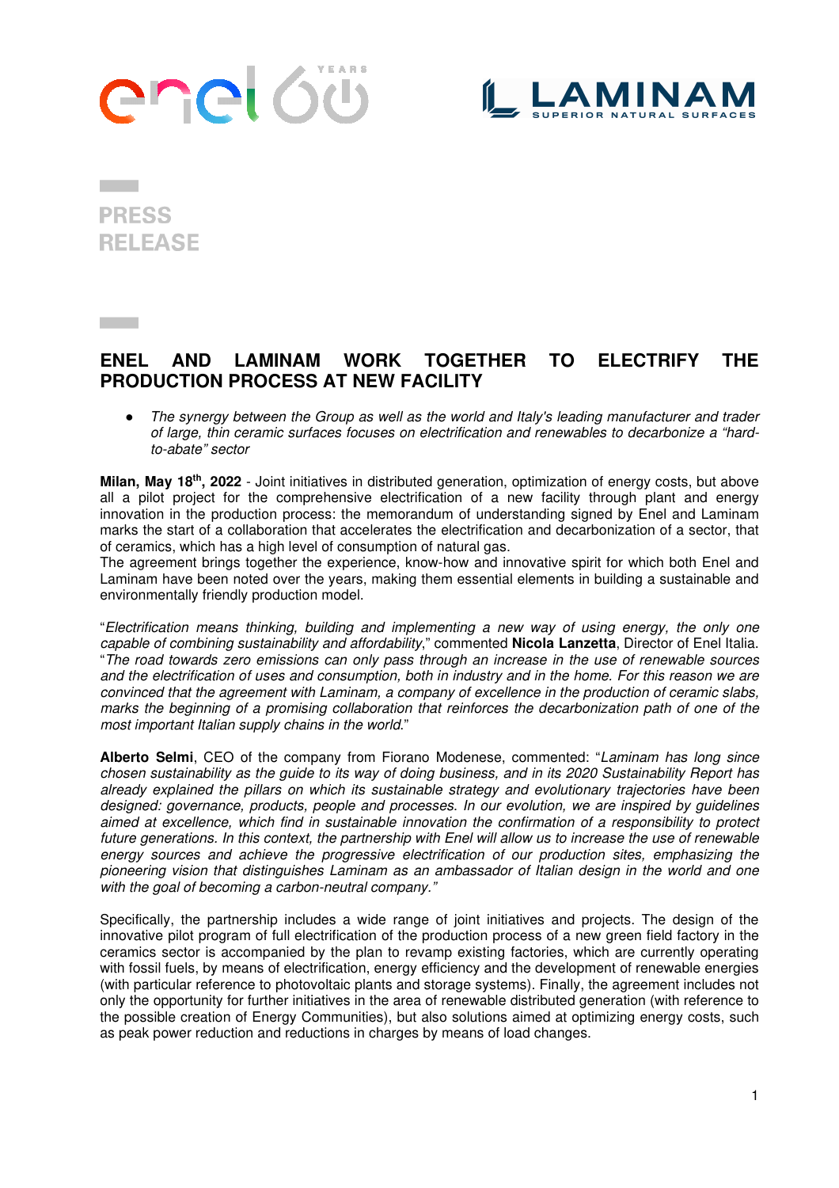PRESS RELEASE

# ENEL AND LAMINAM WORK TOGETHER TO ELECTRIFY THE PRODUCTION PROCESS AT NEW FACILITY

- *The synergy between the Group as well as the world and Italy's leading manufacturer and trader of large, thin ceramic surfaces focuses on electrification and renewables to decarbonize a "hard-to-abate" sector*

**Milan, May 18th, 2022** - Joint initiatives in distributed generation, optimization of energy costs, but above all a pilot project for the comprehensive electrification of a new facility through plant and energy innovation in the production process: the memorandum of understanding signed by Enel and Laminam marks the start of a collaboration that accelerates the electrification and decarbonization of a sector, that of ceramics, which has a high level of consumption of natural gas.
The agreement brings together the experience, know-how and innovative spirit for which both Enel and Laminam have been noted over the years, making them essential elements in building a sustainable and environmentally friendly production model.

"*Electrification means thinking, building and implementing a new way of using energy, the only one capable of combining sustainability and affordability*," commented **Nicola Lanzetta**, Director of Enel Italia. "*The road towards zero emissions can only pass through an increase in the use of renewable sources and the electrification of uses and consumption, both in industry and in the home. For this reason we are convinced that the agreement with Laminam, a company of excellence in the production of ceramic slabs, marks the beginning of a promising collaboration that reinforces the decarbonization path of one of the most important Italian supply chains in the world*."

**Alberto Selmi**, CEO of the company from Fiorano Modenese, commented: "*Laminam has long since chosen sustainability as the guide to its way of doing business, and in its 2020 Sustainability Report has already explained the pillars on which its sustainable strategy and evolutionary trajectories have been designed: governance, products, people and processes. In our evolution, we are inspired by guidelines aimed at excellence, which find in sustainable innovation the confirmation of a responsibility to protect future generations. In this context, the partnership with Enel will allow us to increase the use of renewable energy sources and achieve the progressive electrification of our production sites, emphasizing the pioneering vision that distinguishes Laminam as an ambassador of Italian design in the world and one with the goal of becoming a carbon-neutral company.*"

Specifically, the partnership includes a wide range of joint initiatives and projects. The design of the innovative pilot program of full electrification of the production process of a new green field factory in the ceramics sector is accompanied by the plan to revamp existing factories, which are currently operating with fossil fuels, by means of electrification, energy efficiency and the development of renewable energies (with particular reference to photovoltaic plants and storage systems). Finally, the agreement includes not only the opportunity for further initiatives in the area of renewable distributed generation (with reference to the possible creation of Energy Communities), but also solutions aimed at optimizing energy costs, such as peak power reduction and reductions in charges by means of load changes.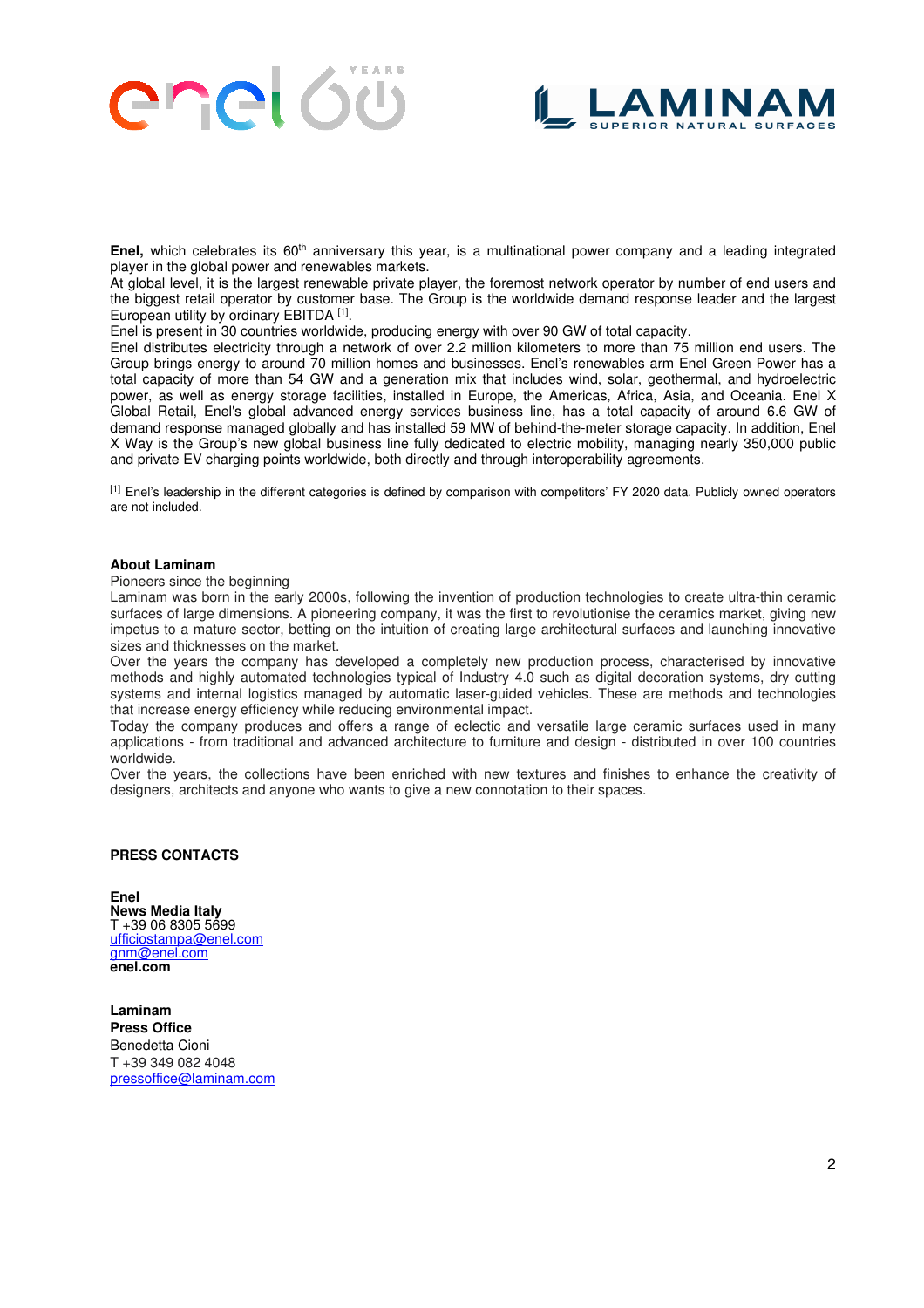**Enel,** which celebrates its 60th anniversary this year, is a multinational power company and a leading integrated player in the global power and renewables markets.

At global level, it is the largest renewable private player, the foremost network operator by number of end users and the biggest retail operator by customer base. The Group is the worldwide demand response leader and the largest European utility by ordinary EBITDA [1].

Enel is present in 30 countries worldwide, producing energy with over 90 GW of total capacity.

Enel distributes electricity through a network of over 2.2 million kilometers to more than 75 million end users. The Group brings energy to around 70 million homes and businesses. Enel's renewables arm Enel Green Power has a total capacity of more than 54 GW and a generation mix that includes wind, solar, geothermal, and hydroelectric power, as well as energy storage facilities, installed in Europe, the Americas, Africa, Asia, and Oceania. Enel X Global Retail, Enel's global advanced energy services business line, has a total capacity of around 6.6 GW of demand response managed globally and has installed 59 MW of behind-the-meter storage capacity. In addition, Enel X Way is the Group's new global business line fully dedicated to electric mobility, managing nearly 350,000 public and private EV charging points worldwide, both directly and through interoperability agreements.

[1] Enel's leadership in the different categories is defined by comparison with competitors' FY 2020 data. Publicly owned operators are not included.

**About Laminam**

Pioneers since the beginning

Laminam was born in the early 2000s, following the invention of production technologies to create ultra-thin ceramic surfaces of large dimensions. A pioneering company, it was the first to revolutionise the ceramics market, giving new impetus to a mature sector, betting on the intuition of creating large architectural surfaces and launching innovative sizes and thicknesses on the market.

Over the years the company has developed a completely new production process, characterised by innovative methods and highly automated technologies typical of Industry 4.0 such as digital decoration systems, dry cutting systems and internal logistics managed by automatic laser-guided vehicles. These are methods and technologies that increase energy efficiency while reducing environmental impact.

Today the company produces and offers a range of eclectic and versatile large ceramic surfaces used in many applications - from traditional and advanced architecture to furniture and design - distributed in over 100 countries worldwide.

Over the years, the collections have been enriched with new textures and finishes to enhance the creativity of designers, architects and anyone who wants to give a new connotation to their spaces.

**PRESS CONTACTS**

**Enel**
**News Media Italy**
T +39 06 8305 5699
ufficiostampa@enel.com
gnm@enel.com
**enel.com**

**Laminam**
**Press Office**
Benedetta Cioni
T +39 349 082 4048
pressoffice@laminam.com